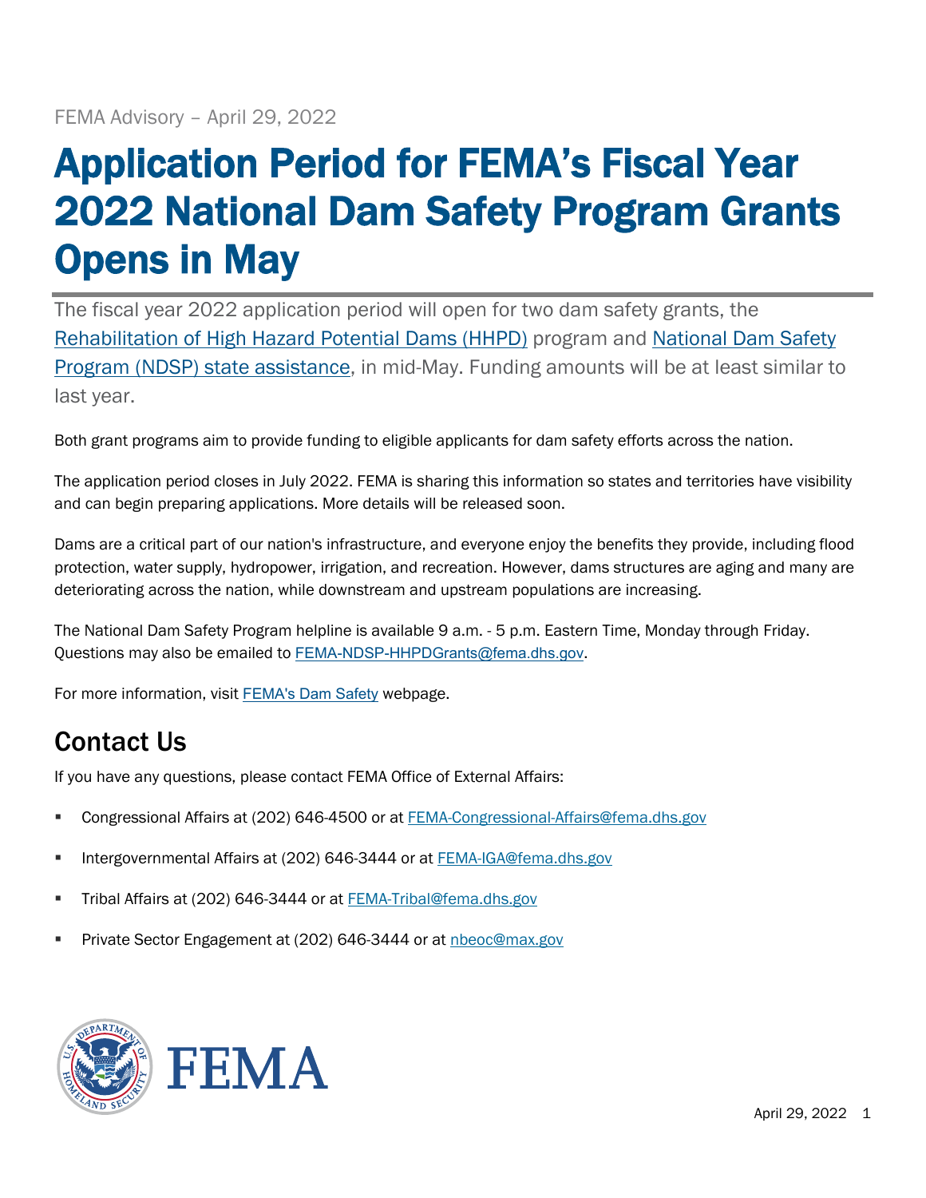FEMA Advisory – April 29, 2022

# Application Period for FEMA's Fiscal Year 2022 National Dam Safety Program Grants Opens in May

The fiscal year 2022 application period will open for two dam safety grants, the Rehabilitation of High Hazard Potential Dams (HHPD) program and National Dam Safety Program (NDSP) state assistance, in mid-May. Funding amounts will be at least similar to last year.

Both grant programs aim to provide funding to eligible applicants for dam safety efforts across the nation.

The application period closes in July 2022. FEMA is sharing this information so states and territories have visibility and can begin preparing applications. More details will be released soon.

Dams are a critical part of our nation's infrastructure, and everyone enjoy the benefits they provide, including flood protection, water supply, hydropower, irrigation, and recreation. However, dams structures are aging and many are deteriorating across the nation, while downstream and upstream populations are increasing.

The National Dam Safety Program helpline is available 9 a.m. - 5 p.m. Eastern Time, Monday through Friday. Questions may also be emailed to FEMA-NDSP-HHPDGrants@fema.dhs.gov.

For more information, visit FEMA's Dam Safety webpage.

## Contact Us

If you have any questions, please contact FEMA Office of External Affairs:

- Congressional Affairs at (202) 646-4500 or at FEMA-Congressional-Affairs@fema.dhs.gov
- Intergovernmental Affairs at (202) 646-3444 or at FEMA-IGA@fema.dhs.gov
- Tribal Affairs at (202) 646-3444 or at FEMA-Tribal@fema.dhs.gov
- Private Sector Engagement at (202) 646-3444 or at nbeoc@max.gov

FEMA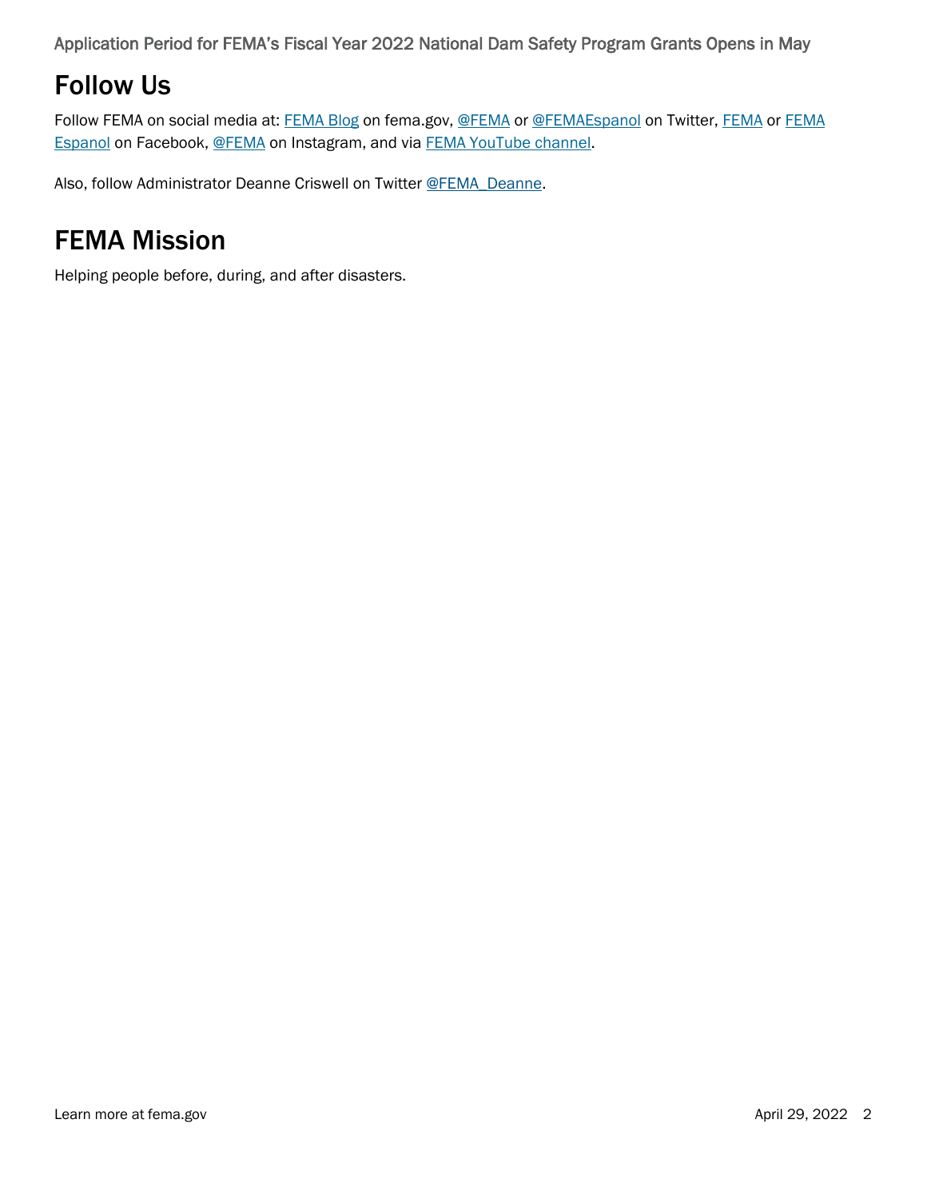## Follow Us

Follow FEMA on social media at: FEMA Blog on fema.gov, @FEMA or @FEMAEspanol on Twitter, FEMA or FEMA Espanol on Facebook, @FEMA on Instagram, and via FEMA YouTube channel.

Also, follow Administrator Deanne Criswell on Twitter @FEMA_Deanne.

## FEMA Mission

Helping people before, during, and after disasters.